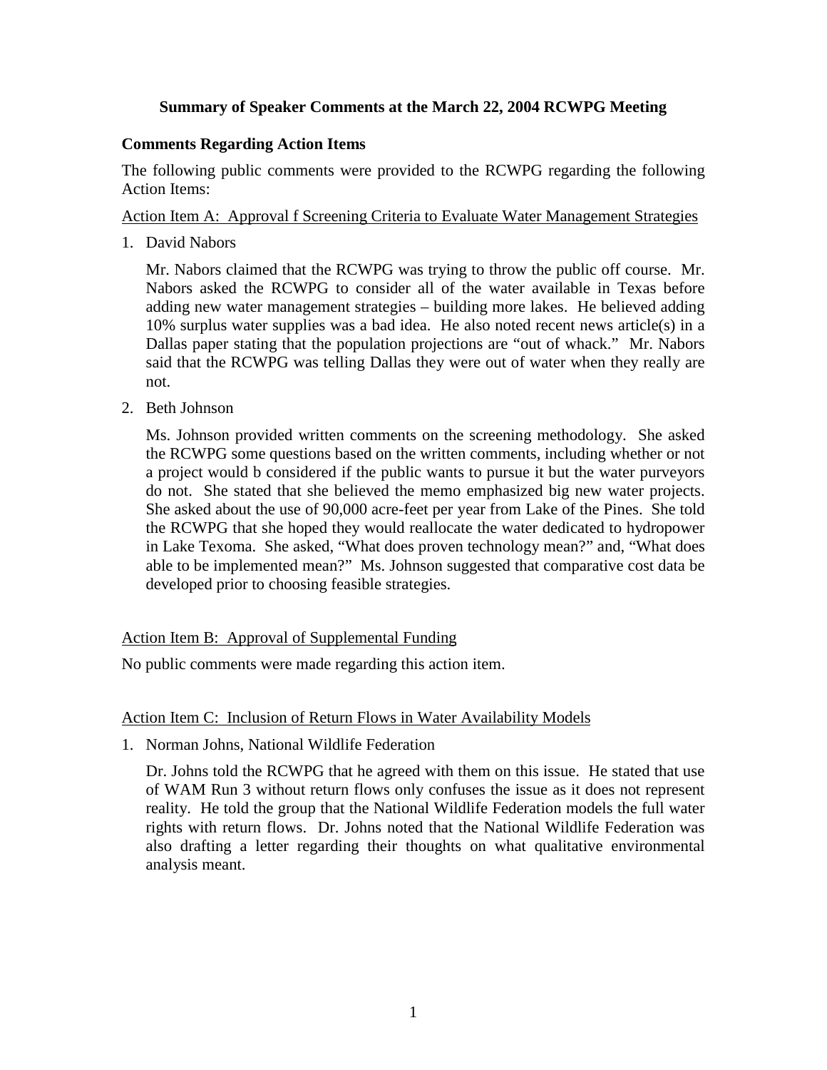# Summary of Speaker Comments at the March 22, 2004 RCWPG Meeting

## Comments Regarding Action Items

The following public comments were provided to the RCWPG regarding the following Action Items:

### Action Item A: Approval f Screening Criteria to Evaluate Water Management Strategies

1. David Nabors

   Mr. Nabors claimed that the RCWPG was trying to throw the public off course. Mr. Nabors asked the RCWPG to consider all of the water available in Texas before adding new water management strategies – building more lakes. He believed adding 10% surplus water supplies was a bad idea. He also noted recent news article(s) in a Dallas paper stating that the population projections are "out of whack." Mr. Nabors said that the RCWPG was telling Dallas they were out of water when they really are not.

2. Beth Johnson

   Ms. Johnson provided written comments on the screening methodology. She asked the RCWPG some questions based on the written comments, including whether or not a project would b considered if the public wants to pursue it but the water purveyors do not. She stated that she believed the memo emphasized big new water projects. She asked about the use of 90,000 acre-feet per year from Lake of the Pines. She told the RCWPG that she hoped they would reallocate the water dedicated to hydropower in Lake Texoma. She asked, "What does proven technology mean?" and, "What does able to be implemented mean?" Ms. Johnson suggested that comparative cost data be developed prior to choosing feasible strategies.

### Action Item B: Approval of Supplemental Funding

No public comments were made regarding this action item.

### Action Item C: Inclusion of Return Flows in Water Availability Models

1. Norman Johns, National Wildlife Federation

   Dr. Johns told the RCWPG that he agreed with them on this issue. He stated that use of WAM Run 3 without return flows only confuses the issue as it does not represent reality. He told the group that the National Wildlife Federation models the full water rights with return flows. Dr. Johns noted that the National Wildlife Federation was also drafting a letter regarding their thoughts on what qualitative environmental analysis meant.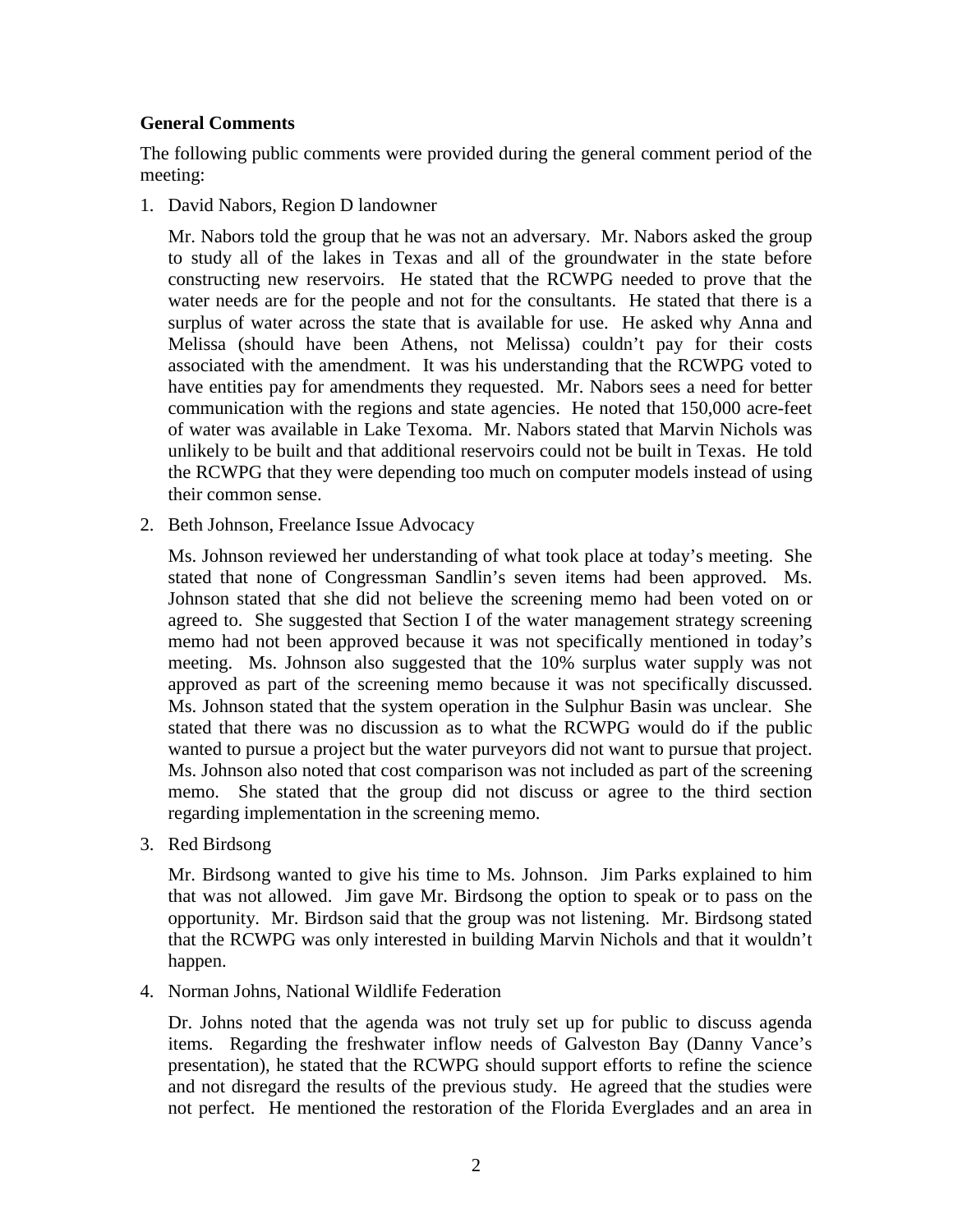### General Comments

The following public comments were provided during the general comment period of the meeting:

1. David Nabors, Region D landowner

   Mr. Nabors told the group that he was not an adversary. Mr. Nabors asked the group to study all of the lakes in Texas and all of the groundwater in the state before constructing new reservoirs. He stated that the RCWPG needed to prove that the water needs are for the people and not for the consultants. He stated that there is a surplus of water across the state that is available for use. He asked why Anna and Melissa (should have been Athens, not Melissa) couldn't pay for their costs associated with the amendment. It was his understanding that the RCWPG voted to have entities pay for amendments they requested. Mr. Nabors sees a need for better communication with the regions and state agencies. He noted that 150,000 acre-feet of water was available in Lake Texoma. Mr. Nabors stated that Marvin Nichols was unlikely to be built and that additional reservoirs could not be built in Texas. He told the RCWPG that they were depending too much on computer models instead of using their common sense.

2. Beth Johnson, Freelance Issue Advocacy

   Ms. Johnson reviewed her understanding of what took place at today's meeting. She stated that none of Congressman Sandlin's seven items had been approved. Ms. Johnson stated that she did not believe the screening memo had been voted on or agreed to. She suggested that Section I of the water management strategy screening memo had not been approved because it was not specifically mentioned in today's meeting. Ms. Johnson also suggested that the 10% surplus water supply was not approved as part of the screening memo because it was not specifically discussed. Ms. Johnson stated that the system operation in the Sulphur Basin was unclear. She stated that there was no discussion as to what the RCWPG would do if the public wanted to pursue a project but the water purveyors did not want to pursue that project. Ms. Johnson also noted that cost comparison was not included as part of the screening memo. She stated that the group did not discuss or agree to the third section regarding implementation in the screening memo.

3. Red Birdsong

   Mr. Birdsong wanted to give his time to Ms. Johnson. Jim Parks explained to him that was not allowed. Jim gave Mr. Birdsong the option to speak or to pass on the opportunity. Mr. Birdson said that the group was not listening. Mr. Birdsong stated that the RCWPG was only interested in building Marvin Nichols and that it wouldn't happen.

4. Norman Johns, National Wildlife Federation

   Dr. Johns noted that the agenda was not truly set up for public to discuss agenda items. Regarding the freshwater inflow needs of Galveston Bay (Danny Vance's presentation), he stated that the RCWPG should support efforts to refine the science and not disregard the results of the previous study. He agreed that the studies were not perfect. He mentioned the restoration of the Florida Everglades and an area in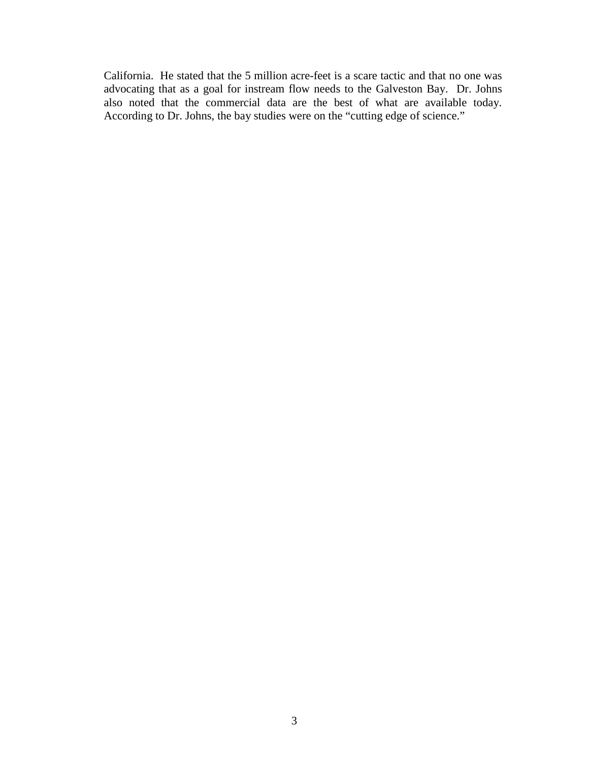California. He stated that the 5 million acre-feet is a scare tactic and that no one was advocating that as a goal for instream flow needs to the Galveston Bay. Dr. Johns also noted that the commercial data are the best of what are available today. According to Dr. Johns, the bay studies were on the "cutting edge of science."